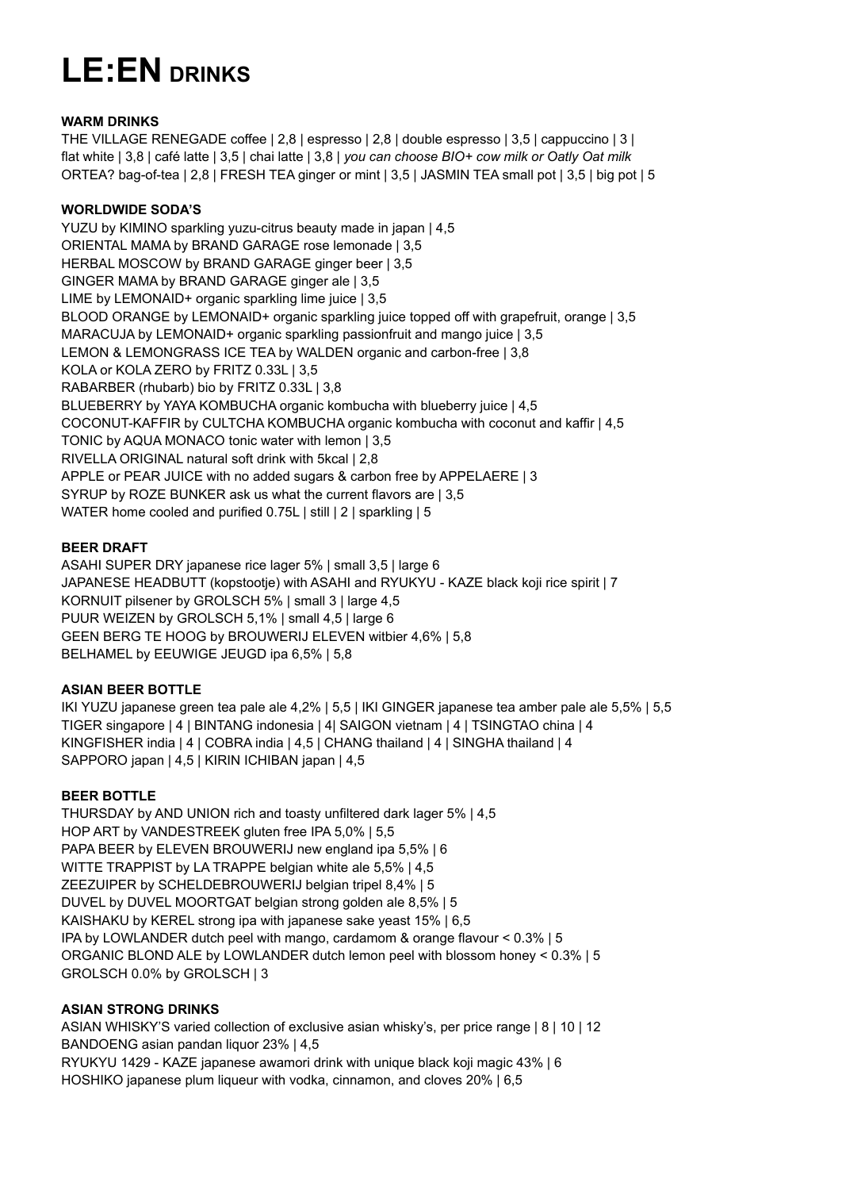# LE:EN DRINKS

**WARM DRINKS**

THE VILLAGE RENEGADE coffee | 2,8 | espresso | 2,8 | double espresso | 3,5 | cappuccino | 3 | flat white | 3,8 | café latte | 3,5 | chai latte | 3,8 | *you can choose BIO+ cow milk or Oatly Oat milk*
ORTEA? bag-of-tea | 2,8 | FRESH TEA ginger or mint | 3,5 | JASMIN TEA small pot | 3,5 | big pot | 5

**WORLDWIDE SODA'S**

YUZU by KIMINO sparkling yuzu-citrus beauty made in japan | 4,5
ORIENTAL MAMA by BRAND GARAGE rose lemonade | 3,5
HERBAL MOSCOW by BRAND GARAGE ginger beer | 3,5
GINGER MAMA by BRAND GARAGE ginger ale | 3,5
LIME by LEMONAID+ organic sparkling lime juice | 3,5
BLOOD ORANGE by LEMONAID+ organic sparkling juice topped off with grapefruit, orange | 3,5
MARACUJA by LEMONAID+ organic sparkling passionfruit and mango juice | 3,5
LEMON & LEMONGRASS ICE TEA by WALDEN organic and carbon-free | 3,8
KOLA or KOLA ZERO by FRITZ 0.33L | 3,5
RABARBER (rhubarb) bio by FRITZ 0.33L | 3,8
BLUEBERRY by YAYA KOMBUCHA organic kombucha with blueberry juice | 4,5
COCONUT-KAFFIR by CULTCHA KOMBUCHA organic kombucha with coconut and kaffir | 4,5
TONIC by AQUA MONACO tonic water with lemon | 3,5
RIVELLA ORIGINAL natural soft drink with 5kcal | 2,8
APPLE or PEAR JUICE with no added sugars & carbon free by APPELAERE | 3
SYRUP by ROZE BUNKER ask us what the current flavors are | 3,5
WATER home cooled and purified 0.75L | still | 2 | sparkling | 5

**BEER DRAFT**

ASAHI SUPER DRY japanese rice lager 5% | small 3,5 | large 6
JAPANESE HEADBUTT (kopstootje) with ASAHI and RYUKYU - KAZE black koji rice spirit | 7
KORNUIT pilsener by GROLSCH 5% | small 3 | large 4,5
PUUR WEIZEN by GROLSCH 5,1% | small 4,5 | large 6
GEEN BERG TE HOOG by BROUWERIJ ELEVEN witbier 4,6% | 5,8
BELHAMEL by EEUWIGE JEUGD ipa 6,5% | 5,8

**ASIAN BEER BOTTLE**

IKI YUZU japanese green tea pale ale 4,2% | 5,5 | IKI GINGER japanese tea amber pale ale 5,5% | 5,5
TIGER singapore | 4 | BINTANG indonesia | 4| SAIGON vietnam | 4 | TSINGTAO china | 4
KINGFISHER india | 4 | COBRA india | 4,5 | CHANG thailand | 4 | SINGHA thailand | 4
SAPPORO japan | 4,5 | KIRIN ICHIBAN japan | 4,5

**BEER BOTTLE**

THURSDAY by AND UNION rich and toasty unfiltered dark lager 5% | 4,5
HOP ART by VANDESTREEK gluten free IPA 5,0% | 5,5
PAPA BEER by ELEVEN BROUWERIJ new england ipa 5,5% | 6
WITTE TRAPPIST by LA TRAPPE belgian white ale 5,5% | 4,5
ZEEZUIPER by SCHELDEBROUWERIJ belgian tripel 8,4% | 5
DUVEL by DUVEL MOORTGAT belgian strong golden ale 8,5% | 5
KAISHAKU by KEREL strong ipa with japanese sake yeast 15% | 6,5
IPA by LOWLANDER dutch peel with mango, cardamom & orange flavour < 0.3% | 5
ORGANIC BLOND ALE by LOWLANDER dutch lemon peel with blossom honey < 0.3% | 5
GROLSCH 0.0% by GROLSCH | 3

**ASIAN STRONG DRINKS**

ASIAN WHISKY'S varied collection of exclusive asian whisky's, per price range | 8 | 10 | 12
BANDOENG asian pandan liquor 23% | 4,5
RYUKYU 1429 - KAZE japanese awamori drink with unique black koji magic 43% | 6
HOSHIKO japanese plum liqueur with vodka, cinnamon, and cloves 20% | 6,5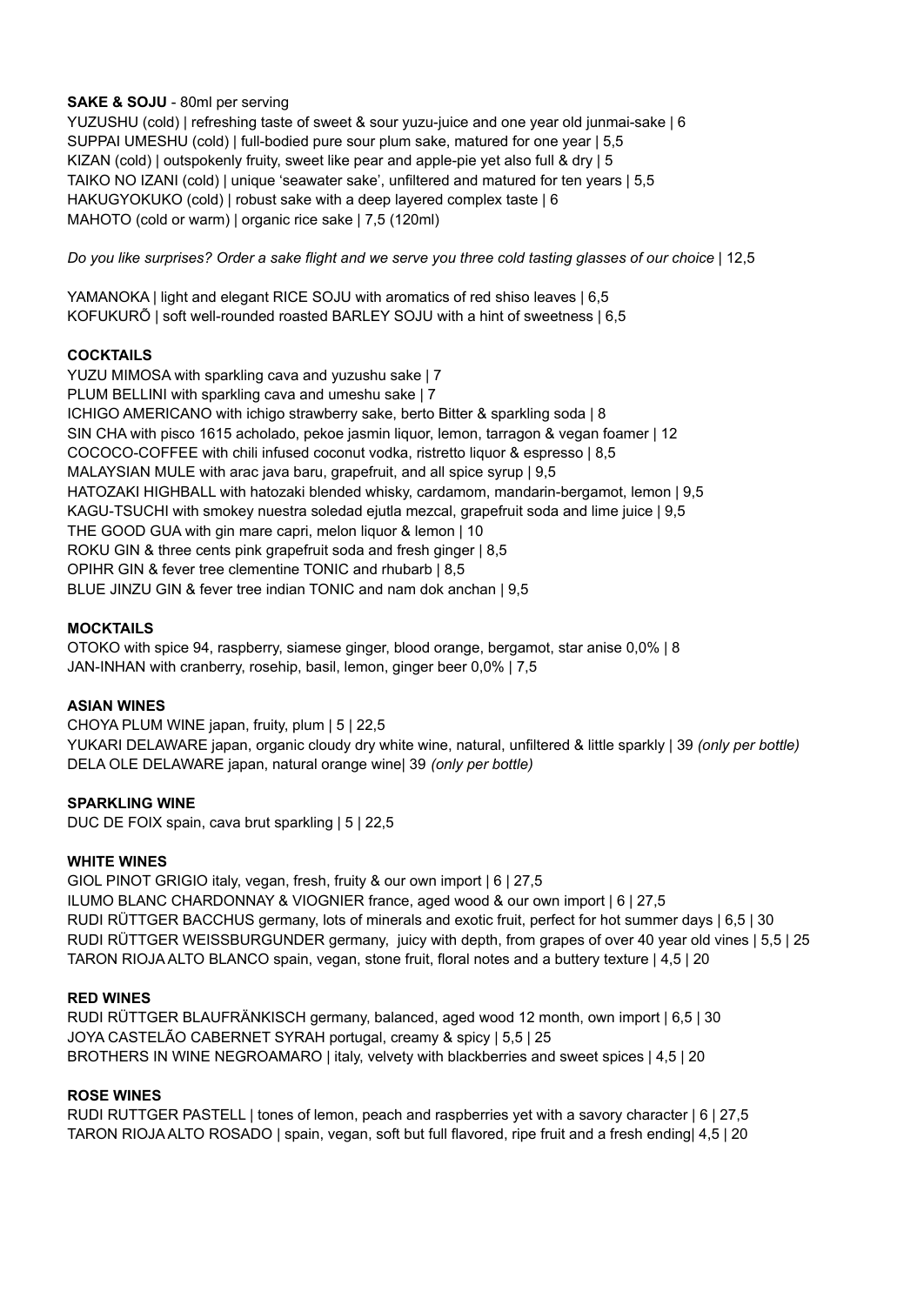**SAKE & SOJU** - 80ml per serving

YUZUSHU (cold) | refreshing taste of sweet & sour yuzu-juice and one year old junmai-sake | 6
SUPPAI UMESHU (cold) | full-bodied pure sour plum sake, matured for one year | 5,5
KIZAN (cold) | outspokenly fruity, sweet like pear and apple-pie yet also full & dry | 5
TAIKO NO IZANI (cold) | unique 'seawater sake', unfiltered and matured for ten years | 5,5
HAKUGYOKUKO (cold) | robust sake with a deep layered complex taste | 6
MAHOTO (cold or warm) | organic rice sake | 7,5 (120ml)

*Do you like surprises? Order a sake flight and we serve you three cold tasting glasses of our choice* | 12,5

YAMANOKA | light and elegant RICE SOJU with aromatics of red shiso leaves | 6,5
KOFUKURÕ | soft well-rounded roasted BARLEY SOJU with a hint of sweetness | 6,5

**COCKTAILS**

YUZU MIMOSA with sparkling cava and yuzushu sake | 7
PLUM BELLINI with sparkling cava and umeshu sake | 7
ICHIGO AMERICANO with ichigo strawberry sake, berto Bitter & sparkling soda | 8
SIN CHA with pisco 1615 acholado, pekoe jasmin liquor, lemon, tarragon & vegan foamer | 12
COCOCO-COFFEE with chili infused coconut vodka, ristretto liquor & espresso | 8,5
MALAYSIAN MULE with arac java baru, grapefruit, and all spice syrup | 9,5
HATOZAKI HIGHBALL with hatozaki blended whisky, cardamom, mandarin-bergamot, lemon | 9,5
KAGU-TSUCHI with smokey nuestra soledad ejutla mezcal, grapefruit soda and lime juice | 9,5
THE GOOD GUA with gin mare capri, melon liquor & lemon | 10
ROKU GIN & three cents pink grapefruit soda and fresh ginger | 8,5
OPIHR GIN & fever tree clementine TONIC and rhubarb | 8,5
BLUE JINZU GIN & fever tree indian TONIC and nam dok anchan | 9,5

**MOCKTAILS**

OTOKO with spice 94, raspberry, siamese ginger, blood orange, bergamot, star anise 0,0% | 8
JAN-INHAN with cranberry, rosehip, basil, lemon, ginger beer 0,0% | 7,5

**ASIAN WINES**

CHOYA PLUM WINE japan, fruity, plum | 5 | 22,5
YUKARI DELAWARE japan, organic cloudy dry white wine, natural, unfiltered & little sparkly | 39 *(only per bottle)*
DELA OLE DELAWARE japan, natural orange wine| 39 *(only per bottle)*

**SPARKLING WINE**

DUC DE FOIX spain, cava brut sparkling | 5 | 22,5

**WHITE WINES**

GIOL PINOT GRIGIO italy, vegan, fresh, fruity & our own import | 6 | 27,5
ILUMO BLANC CHARDONNAY & VIOGNIER france, aged wood & our own import | 6 | 27,5
RUDI RÜTTGER BACCHUS germany, lots of minerals and exotic fruit, perfect for hot summer days | 6,5 | 30
RUDI RÜTTGER WEISSBURGUNDER germany, juicy with depth, from grapes of over 40 year old vines | 5,5 | 25
TARON RIOJA ALTO BLANCO spain, vegan, stone fruit, floral notes and a buttery texture | 4,5 | 20

**RED WINES**

RUDI RÜTTGER BLAUFRÄNKISCH germany, balanced, aged wood 12 month, own import | 6,5 | 30
JOYA CASTELÃO CABERNET SYRAH portugal, creamy & spicy | 5,5 | 25
BROTHERS IN WINE NEGROAMARO | italy, velvety with blackberries and sweet spices | 4,5 | 20

**ROSE WINES**

RUDI RUTTGER PASTELL | tones of lemon, peach and raspberries yet with a savory character | 6 | 27,5
TARON RIOJA ALTO ROSADO | spain, vegan, soft but full flavored, ripe fruit and a fresh ending| 4,5 | 20